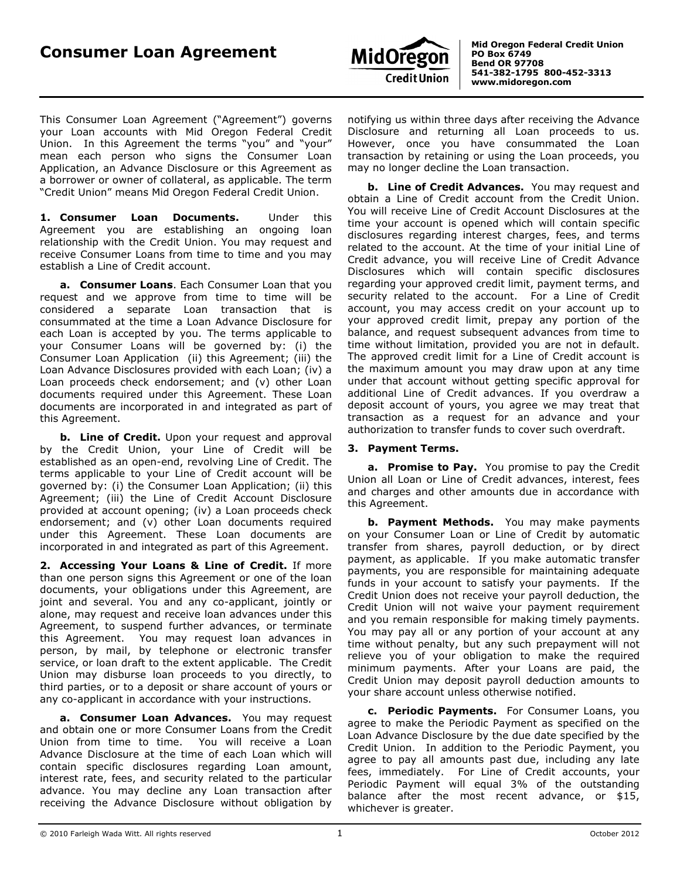# Consumer Loan Agreement

**Mid Oregon Federal Credit Union**
**PO Box 6749**
**Bend OR 97708**
**541-382-1795 800-452-3313**
**www.midoregon.com**

This Consumer Loan Agreement ("Agreement") governs your Loan accounts with Mid Oregon Federal Credit Union. In this Agreement the terms "you" and "your" mean each person who signs the Consumer Loan Application, an Advance Disclosure or this Agreement as a borrower or owner of collateral, as applicable. The term "Credit Union" means Mid Oregon Federal Credit Union.

**1. Consumer Loan Documents.** Under this Agreement you are establishing an ongoing loan relationship with the Credit Union. You may request and receive Consumer Loans from time to time and you may establish a Line of Credit account.

**a. Consumer Loans**. Each Consumer Loan that you request and we approve from time to time will be considered a separate Loan transaction that is consummated at the time a Loan Advance Disclosure for each Loan is accepted by you. The terms applicable to your Consumer Loans will be governed by: (i) the Consumer Loan Application (ii) this Agreement; (iii) the Loan Advance Disclosures provided with each Loan; (iv) a Loan proceeds check endorsement; and (v) other Loan documents required under this Agreement. These Loan documents are incorporated in and integrated as part of this Agreement.

**b. Line of Credit.** Upon your request and approval by the Credit Union, your Line of Credit will be established as an open-end, revolving Line of Credit. The terms applicable to your Line of Credit account will be governed by: (i) the Consumer Loan Application; (ii) this Agreement; (iii) the Line of Credit Account Disclosure provided at account opening; (iv) a Loan proceeds check endorsement; and (v) other Loan documents required under this Agreement. These Loan documents are incorporated in and integrated as part of this Agreement.

**2. Accessing Your Loans & Line of Credit.** If more than one person signs this Agreement or one of the loan documents, your obligations under this Agreement, are joint and several. You and any co-applicant, jointly or alone, may request and receive loan advances under this Agreement, to suspend further advances, or terminate this Agreement. You may request loan advances in person, by mail, by telephone or electronic transfer service, or loan draft to the extent applicable. The Credit Union may disburse loan proceeds to you directly, to third parties, or to a deposit or share account of yours or any co-applicant in accordance with your instructions.

**a. Consumer Loan Advances.** You may request and obtain one or more Consumer Loans from the Credit Union from time to time. You will receive a Loan Advance Disclosure at the time of each Loan which will contain specific disclosures regarding Loan amount, interest rate, fees, and security related to the particular advance. You may decline any Loan transaction after receiving the Advance Disclosure without obligation by notifying us within three days after receiving the Advance Disclosure and returning all Loan proceeds to us. However, once you have consummated the Loan transaction by retaining or using the Loan proceeds, you may no longer decline the Loan transaction.

**b. Line of Credit Advances.** You may request and obtain a Line of Credit account from the Credit Union. You will receive Line of Credit Account Disclosures at the time your account is opened which will contain specific disclosures regarding interest charges, fees, and terms related to the account. At the time of your initial Line of Credit advance, you will receive Line of Credit Advance Disclosures which will contain specific disclosures regarding your approved credit limit, payment terms, and security related to the account. For a Line of Credit account, you may access credit on your account up to your approved credit limit, prepay any portion of the balance, and request subsequent advances from time to time without limitation, provided you are not in default. The approved credit limit for a Line of Credit account is the maximum amount you may draw upon at any time under that account without getting specific approval for additional Line of Credit advances. If you overdraw a deposit account of yours, you agree we may treat that transaction as a request for an advance and your authorization to transfer funds to cover such overdraft.

**3. Payment Terms.**

**a. Promise to Pay.** You promise to pay the Credit Union all Loan or Line of Credit advances, interest, fees and charges and other amounts due in accordance with this Agreement.

**b. Payment Methods.** You may make payments on your Consumer Loan or Line of Credit by automatic transfer from shares, payroll deduction, or by direct payment, as applicable. If you make automatic transfer payments, you are responsible for maintaining adequate funds in your account to satisfy your payments. If the Credit Union does not receive your payroll deduction, the Credit Union will not waive your payment requirement and you remain responsible for making timely payments. You may pay all or any portion of your account at any time without penalty, but any such prepayment will not relieve you of your obligation to make the required minimum payments. After your Loans are paid, the Credit Union may deposit payroll deduction amounts to your share account unless otherwise notified.

**c. Periodic Payments.** For Consumer Loans, you agree to make the Periodic Payment as specified on the Loan Advance Disclosure by the due date specified by the Credit Union. In addition to the Periodic Payment, you agree to pay all amounts past due, including any late fees, immediately. For Line of Credit accounts, your Periodic Payment will equal 3% of the outstanding balance after the most recent advance, or $15, whichever is greater.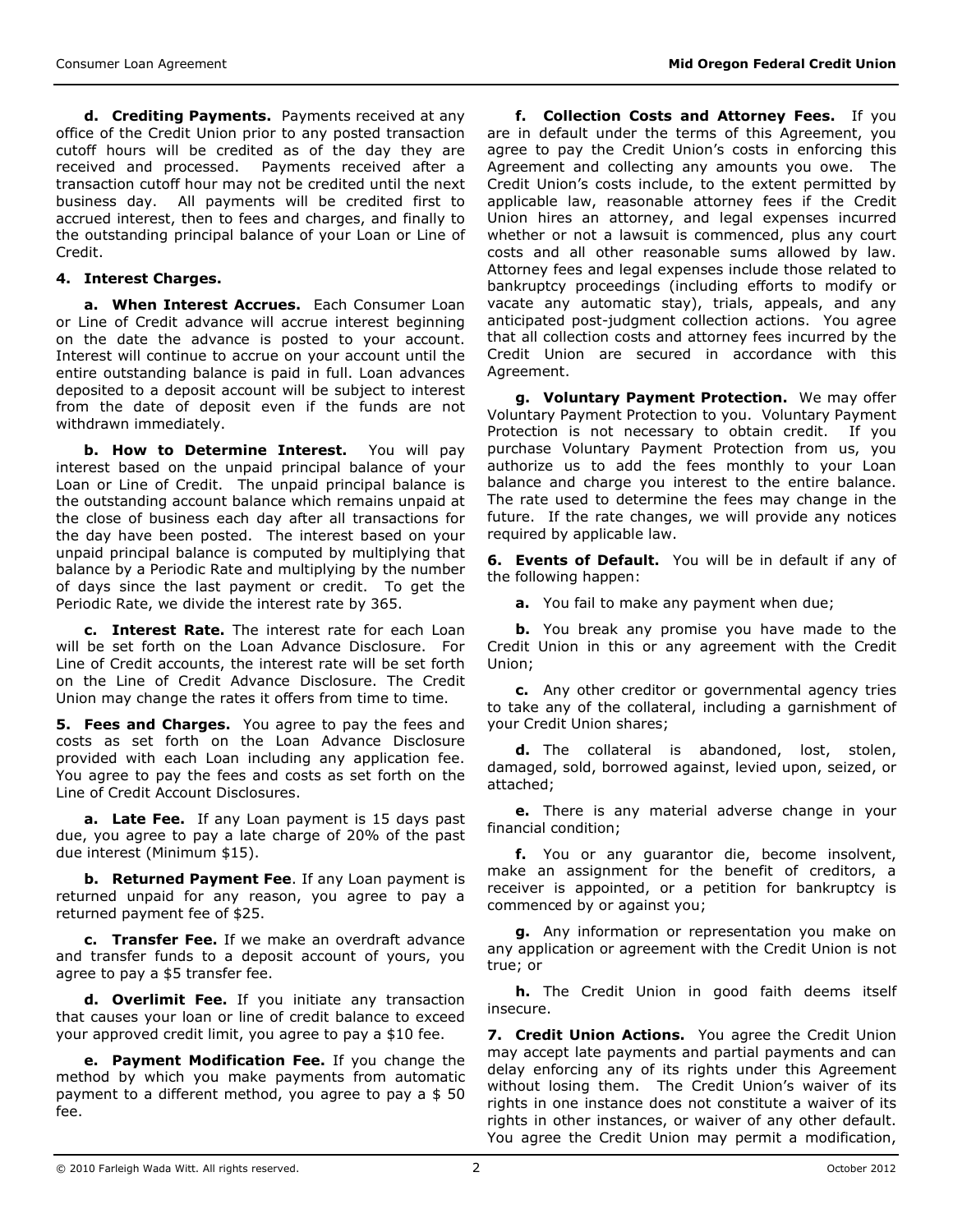**d. Crediting Payments.** Payments received at any office of the Credit Union prior to any posted transaction cutoff hours will be credited as of the day they are received and processed. Payments received after a transaction cutoff hour may not be credited until the next business day. All payments will be credited first to accrued interest, then to fees and charges, and finally to the outstanding principal balance of your Loan or Line of Credit.

**4. Interest Charges.**

**a. When Interest Accrues.** Each Consumer Loan or Line of Credit advance will accrue interest beginning on the date the advance is posted to your account. Interest will continue to accrue on your account until the entire outstanding balance is paid in full. Loan advances deposited to a deposit account will be subject to interest from the date of deposit even if the funds are not withdrawn immediately.

**b. How to Determine Interest.** You will pay interest based on the unpaid principal balance of your Loan or Line of Credit. The unpaid principal balance is the outstanding account balance which remains unpaid at the close of business each day after all transactions for the day have been posted. The interest based on your unpaid principal balance is computed by multiplying that balance by a Periodic Rate and multiplying by the number of days since the last payment or credit. To get the Periodic Rate, we divide the interest rate by 365.

**c. Interest Rate.** The interest rate for each Loan will be set forth on the Loan Advance Disclosure. For Line of Credit accounts, the interest rate will be set forth on the Line of Credit Advance Disclosure. The Credit Union may change the rates it offers from time to time.

**5. Fees and Charges.** You agree to pay the fees and costs as set forth on the Loan Advance Disclosure provided with each Loan including any application fee. You agree to pay the fees and costs as set forth on the Line of Credit Account Disclosures.

**a. Late Fee.** If any Loan payment is 15 days past due, you agree to pay a late charge of 20% of the past due interest (Minimum $15).

**b. Returned Payment Fee**. If any Loan payment is returned unpaid for any reason, you agree to pay a returned payment fee of $25.

**c. Transfer Fee.** If we make an overdraft advance and transfer funds to a deposit account of yours, you agree to pay a $5 transfer fee.

**d. Overlimit Fee.** If you initiate any transaction that causes your loan or line of credit balance to exceed your approved credit limit, you agree to pay a $10 fee.

**e. Payment Modification Fee.** If you change the method by which you make payments from automatic payment to a different method, you agree to pay a $ 50 fee.

**f. Collection Costs and Attorney Fees.** If you are in default under the terms of this Agreement, you agree to pay the Credit Union's costs in enforcing this Agreement and collecting any amounts you owe. The Credit Union's costs include, to the extent permitted by applicable law, reasonable attorney fees if the Credit Union hires an attorney, and legal expenses incurred whether or not a lawsuit is commenced, plus any court costs and all other reasonable sums allowed by law. Attorney fees and legal expenses include those related to bankruptcy proceedings (including efforts to modify or vacate any automatic stay), trials, appeals, and any anticipated post-judgment collection actions. You agree that all collection costs and attorney fees incurred by the Credit Union are secured in accordance with this Agreement.

**g. Voluntary Payment Protection.** We may offer Voluntary Payment Protection to you. Voluntary Payment Protection is not necessary to obtain credit. If you purchase Voluntary Payment Protection from us, you authorize us to add the fees monthly to your Loan balance and charge you interest to the entire balance. The rate used to determine the fees may change in the future. If the rate changes, we will provide any notices required by applicable law.

**6. Events of Default.** You will be in default if any of the following happen:

**a.** You fail to make any payment when due;

**b.** You break any promise you have made to the Credit Union in this or any agreement with the Credit Union;

**c.** Any other creditor or governmental agency tries to take any of the collateral, including a garnishment of your Credit Union shares;

**d.** The collateral is abandoned, lost, stolen, damaged, sold, borrowed against, levied upon, seized, or attached;

**e.** There is any material adverse change in your financial condition;

**f.** You or any guarantor die, become insolvent, make an assignment for the benefit of creditors, a receiver is appointed, or a petition for bankruptcy is commenced by or against you;

**g.** Any information or representation you make on any application or agreement with the Credit Union is not true; or

**h.** The Credit Union in good faith deems itself insecure.

**7. Credit Union Actions.** You agree the Credit Union may accept late payments and partial payments and can delay enforcing any of its rights under this Agreement without losing them. The Credit Union's waiver of its rights in one instance does not constitute a waiver of its rights in other instances, or waiver of any other default. You agree the Credit Union may permit a modification,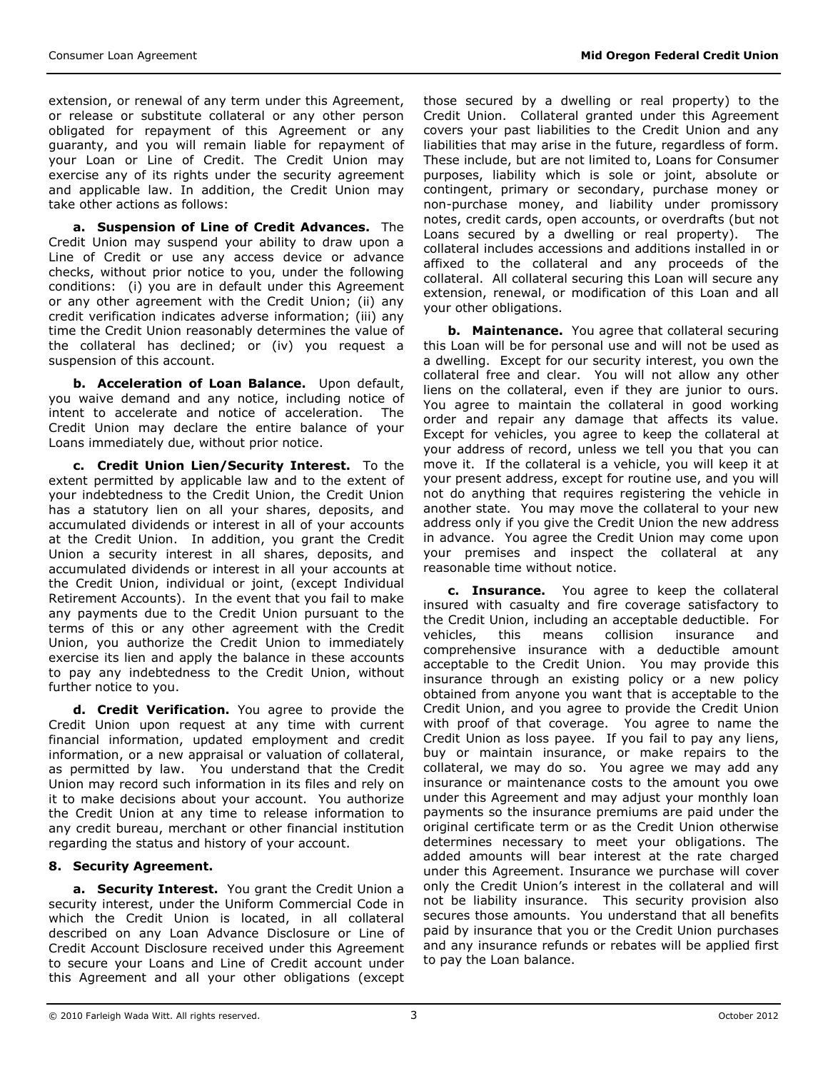extension, or renewal of any term under this Agreement, or release or substitute collateral or any other person obligated for repayment of this Agreement or any guaranty, and you will remain liable for repayment of your Loan or Line of Credit. The Credit Union may exercise any of its rights under the security agreement and applicable law. In addition, the Credit Union may take other actions as follows:

**a. Suspension of Line of Credit Advances.** The Credit Union may suspend your ability to draw upon a Line of Credit or use any access device or advance checks, without prior notice to you, under the following conditions: (i) you are in default under this Agreement or any other agreement with the Credit Union; (ii) any credit verification indicates adverse information; (iii) any time the Credit Union reasonably determines the value of the collateral has declined; or (iv) you request a suspension of this account.

**b. Acceleration of Loan Balance.** Upon default, you waive demand and any notice, including notice of intent to accelerate and notice of acceleration. The Credit Union may declare the entire balance of your Loans immediately due, without prior notice.

**c. Credit Union Lien/Security Interest.** To the extent permitted by applicable law and to the extent of your indebtedness to the Credit Union, the Credit Union has a statutory lien on all your shares, deposits, and accumulated dividends or interest in all of your accounts at the Credit Union. In addition, you grant the Credit Union a security interest in all shares, deposits, and accumulated dividends or interest in all your accounts at the Credit Union, individual or joint, (except Individual Retirement Accounts). In the event that you fail to make any payments due to the Credit Union pursuant to the terms of this or any other agreement with the Credit Union, you authorize the Credit Union to immediately exercise its lien and apply the balance in these accounts to pay any indebtedness to the Credit Union, without further notice to you.

**d. Credit Verification.** You agree to provide the Credit Union upon request at any time with current financial information, updated employment and credit information, or a new appraisal or valuation of collateral, as permitted by law. You understand that the Credit Union may record such information in its files and rely on it to make decisions about your account. You authorize the Credit Union at any time to release information to any credit bureau, merchant or other financial institution regarding the status and history of your account.

**8. Security Agreement.**

**a. Security Interest.** You grant the Credit Union a security interest, under the Uniform Commercial Code in which the Credit Union is located, in all collateral described on any Loan Advance Disclosure or Line of Credit Account Disclosure received under this Agreement to secure your Loans and Line of Credit account under this Agreement and all your other obligations (except those secured by a dwelling or real property) to the Credit Union. Collateral granted under this Agreement covers your past liabilities to the Credit Union and any liabilities that may arise in the future, regardless of form. These include, but are not limited to, Loans for Consumer purposes, liability which is sole or joint, absolute or contingent, primary or secondary, purchase money or non-purchase money, and liability under promissory notes, credit cards, open accounts, or overdrafts (but not Loans secured by a dwelling or real property). The collateral includes accessions and additions installed in or affixed to the collateral and any proceeds of the collateral. All collateral securing this Loan will secure any extension, renewal, or modification of this Loan and all your other obligations.

**b. Maintenance.** You agree that collateral securing this Loan will be for personal use and will not be used as a dwelling. Except for our security interest, you own the collateral free and clear. You will not allow any other liens on the collateral, even if they are junior to ours. You agree to maintain the collateral in good working order and repair any damage that affects its value. Except for vehicles, you agree to keep the collateral at your address of record, unless we tell you that you can move it. If the collateral is a vehicle, you will keep it at your present address, except for routine use, and you will not do anything that requires registering the vehicle in another state. You may move the collateral to your new address only if you give the Credit Union the new address in advance. You agree the Credit Union may come upon your premises and inspect the collateral at any reasonable time without notice.

**c. Insurance.** You agree to keep the collateral insured with casualty and fire coverage satisfactory to the Credit Union, including an acceptable deductible. For vehicles, this means collision insurance and comprehensive insurance with a deductible amount acceptable to the Credit Union. You may provide this insurance through an existing policy or a new policy obtained from anyone you want that is acceptable to the Credit Union, and you agree to provide the Credit Union with proof of that coverage. You agree to name the Credit Union as loss payee. If you fail to pay any liens, buy or maintain insurance, or make repairs to the collateral, we may do so. You agree we may add any insurance or maintenance costs to the amount you owe under this Agreement and may adjust your monthly loan payments so the insurance premiums are paid under the original certificate term or as the Credit Union otherwise determines necessary to meet your obligations. The added amounts will bear interest at the rate charged under this Agreement. Insurance we purchase will cover only the Credit Union's interest in the collateral and will not be liability insurance. This security provision also secures those amounts. You understand that all benefits paid by insurance that you or the Credit Union purchases and any insurance refunds or rebates will be applied first to pay the Loan balance.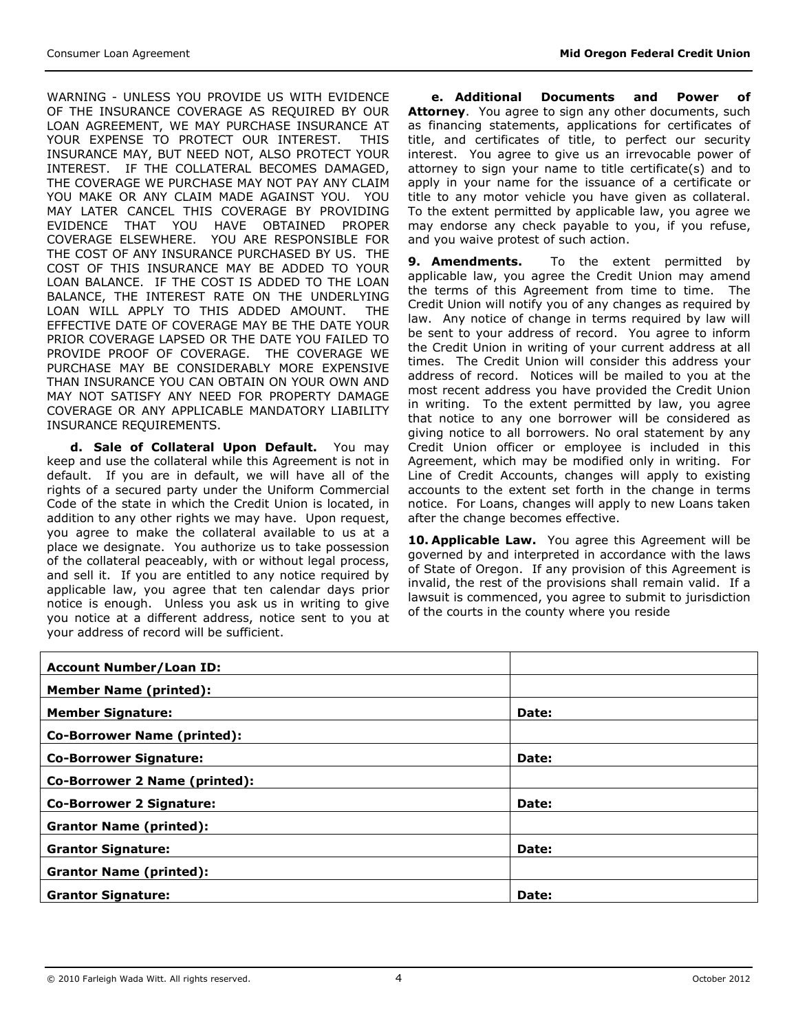WARNING - UNLESS YOU PROVIDE US WITH EVIDENCE OF THE INSURANCE COVERAGE AS REQUIRED BY OUR LOAN AGREEMENT, WE MAY PURCHASE INSURANCE AT YOUR EXPENSE TO PROTECT OUR INTEREST. THIS INSURANCE MAY, BUT NEED NOT, ALSO PROTECT YOUR INTEREST. IF THE COLLATERAL BECOMES DAMAGED, THE COVERAGE WE PURCHASE MAY NOT PAY ANY CLAIM YOU MAKE OR ANY CLAIM MADE AGAINST YOU. YOU MAY LATER CANCEL THIS COVERAGE BY PROVIDING EVIDENCE THAT YOU HAVE OBTAINED PROPER COVERAGE ELSEWHERE. YOU ARE RESPONSIBLE FOR THE COST OF ANY INSURANCE PURCHASED BY US. THE COST OF THIS INSURANCE MAY BE ADDED TO YOUR LOAN BALANCE. IF THE COST IS ADDED TO THE LOAN BALANCE, THE INTEREST RATE ON THE UNDERLYING LOAN WILL APPLY TO THIS ADDED AMOUNT. THE EFFECTIVE DATE OF COVERAGE MAY BE THE DATE YOUR PRIOR COVERAGE LAPSED OR THE DATE YOU FAILED TO PROVIDE PROOF OF COVERAGE. THE COVERAGE WE PURCHASE MAY BE CONSIDERABLY MORE EXPENSIVE THAN INSURANCE YOU CAN OBTAIN ON YOUR OWN AND MAY NOT SATISFY ANY NEED FOR PROPERTY DAMAGE COVERAGE OR ANY APPLICABLE MANDATORY LIABILITY INSURANCE REQUIREMENTS.

**d. Sale of Collateral Upon Default.** You may keep and use the collateral while this Agreement is not in default. If you are in default, we will have all of the rights of a secured party under the Uniform Commercial Code of the state in which the Credit Union is located, in addition to any other rights we may have. Upon request, you agree to make the collateral available to us at a place we designate. You authorize us to take possession of the collateral peaceably, with or without legal process, and sell it. If you are entitled to any notice required by applicable law, you agree that ten calendar days prior notice is enough. Unless you ask us in writing to give you notice at a different address, notice sent to you at your address of record will be sufficient.

**e. Additional Documents and Power of Attorney**. You agree to sign any other documents, such as financing statements, applications for certificates of title, and certificates of title, to perfect our security interest. You agree to give us an irrevocable power of attorney to sign your name to title certificate(s) and to apply in your name for the issuance of a certificate or title to any motor vehicle you have given as collateral. To the extent permitted by applicable law, you agree we may endorse any check payable to you, if you refuse, and you waive protest of such action.

**9. Amendments.** To the extent permitted by applicable law, you agree the Credit Union may amend the terms of this Agreement from time to time. The Credit Union will notify you of any changes as required by law. Any notice of change in terms required by law will be sent to your address of record. You agree to inform the Credit Union in writing of your current address at all times. The Credit Union will consider this address your address of record. Notices will be mailed to you at the most recent address you have provided the Credit Union in writing. To the extent permitted by law, you agree that notice to any one borrower will be considered as giving notice to all borrowers. No oral statement by any Credit Union officer or employee is included in this Agreement, which may be modified only in writing. For Line of Credit Accounts, changes will apply to existing accounts to the extent set forth in the change in terms notice. For Loans, changes will apply to new Loans taken after the change becomes effective.

**10. Applicable Law.** You agree this Agreement will be governed by and interpreted in accordance with the laws of State of Oregon. If any provision of this Agreement is invalid, the rest of the provisions shall remain valid. If a lawsuit is commenced, you agree to submit to jurisdiction of the courts in the county where you reside

| | |
|---|---|
| **Account Number/Loan ID:** | |
| **Member Name (printed):** | |
| **Member Signature:** | **Date:** |
| **Co-Borrower Name (printed):** | |
| **Co-Borrower Signature:** | **Date:** |
| **Co-Borrower 2 Name (printed):** | |
| **Co-Borrower 2 Signature:** | **Date:** |
| **Grantor Name (printed):** | |
| **Grantor Signature:** | **Date:** |
| **Grantor Name (printed):** | |
| **Grantor Signature:** | **Date:** |